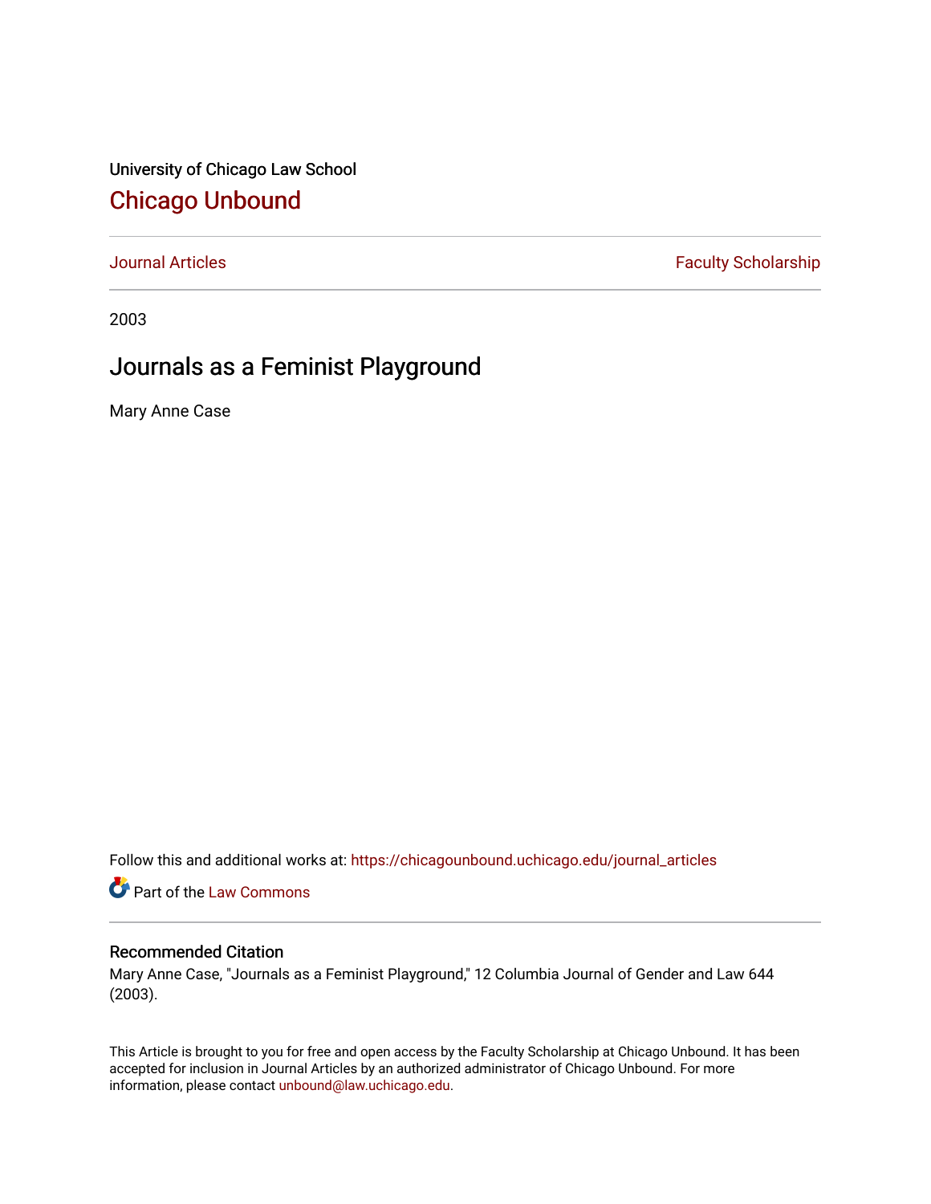University of Chicago Law School

## Chicago Unbound

Journal Articles | Faculty Scholarship

2003

# Journals as a Feminist Playground

Mary Anne Case

Follow this and additional works at: https://chicagounbound.uchicago.edu/journal_articles

Part of the Law Commons

### Recommended Citation

Mary Anne Case, "Journals as a Feminist Playground," 12 Columbia Journal of Gender and Law 644 (2003).

This Article is brought to you for free and open access by the Faculty Scholarship at Chicago Unbound. It has been accepted for inclusion in Journal Articles by an authorized administrator of Chicago Unbound. For more information, please contact unbound@law.uchicago.edu.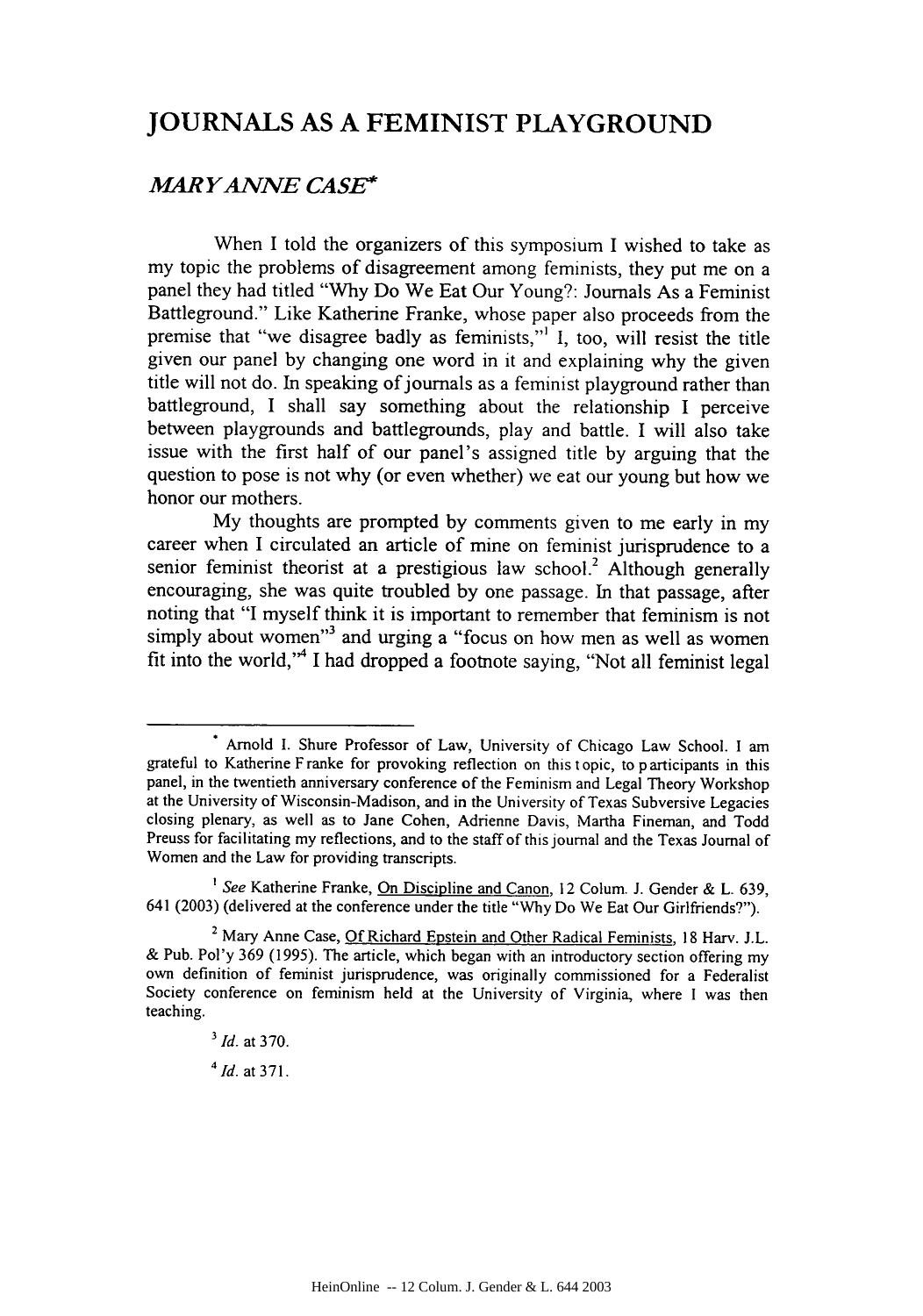# JOURNALS AS A FEMINIST PLAYGROUND

## *MARY ANNE CASE**

When I told the organizers of this symposium I wished to take as my topic the problems of disagreement among feminists, they put me on a panel they had titled "Why Do We Eat Our Young?: Journals As a Feminist Battleground." Like Katherine Franke, whose paper also proceeds from the premise that "we disagree badly as feminists,"[1] I, too, will resist the title given our panel by changing one word in it and explaining why the given title will not do. In speaking of journals as a feminist playground rather than battleground, I shall say something about the relationship I perceive between playgrounds and battlegrounds, play and battle. I will also take issue with the first half of our panel's assigned title by arguing that the question to pose is not why (or even whether) we eat our young but how we honor our mothers.

My thoughts are prompted by comments given to me early in my career when I circulated an article of mine on feminist jurisprudence to a senior feminist theorist at a prestigious law school.[2] Although generally encouraging, she was quite troubled by one passage. In that passage, after noting that "I myself think it is important to remember that feminism is not simply about women"[3] and urging a "focus on how men as well as women fit into the world,"[4] I had dropped a footnote saying, "Not all feminist legal

---

\* Arnold I. Shure Professor of Law, University of Chicago Law School. I am grateful to Katherine Franke for provoking reflection on this topic, to participants in this panel, in the twentieth anniversary conference of the Feminism and Legal Theory Workshop at the University of Wisconsin-Madison, and in the University of Texas Subversive Legacies closing plenary, as well as to Jane Cohen, Adrienne Davis, Martha Fineman, and Todd Preuss for facilitating my reflections, and to the staff of this journal and the Texas Journal of Women and the Law for providing transcripts.

[1] *See* Katherine Franke, On Discipline and Canon, 12 Colum. J. Gender & L. 639, 641 (2003) (delivered at the conference under the title "Why Do We Eat Our Girlfriends?").

[2] Mary Anne Case, Of Richard Epstein and Other Radical Feminists, 18 Harv. J.L. & Pub. Pol'y 369 (1995). The article, which began with an introductory section offering my own definition of feminist jurisprudence, was originally commissioned for a Federalist Society conference on feminism held at the University of Virginia, where I was then teaching.

[3] *Id.* at 370.

[4] *Id.* at 371.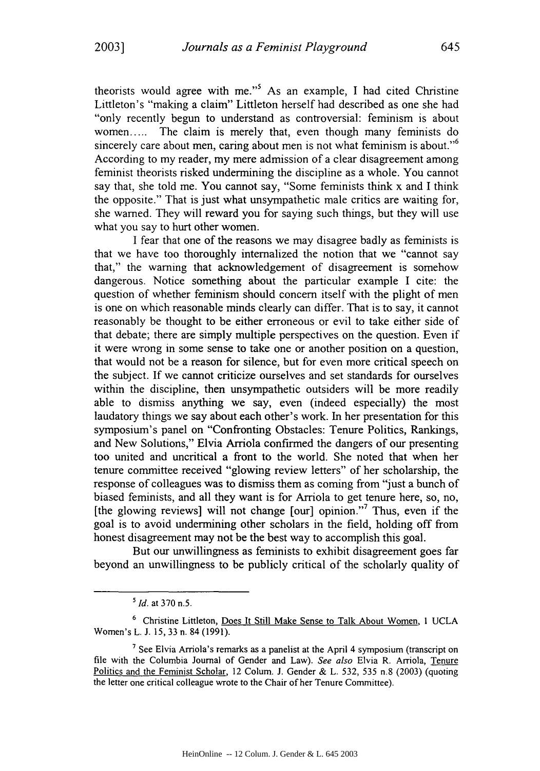theorists would agree with me."[5] As an example, I had cited Christine Littleton's "making a claim" Littleton herself had described as one she had "only recently begun to understand as controversial: feminism is about women..... The claim is merely that, even though many feminists do sincerely care about men, caring about men is not what feminism is about."[6] According to my reader, my mere admission of a clear disagreement among feminist theorists risked undermining the discipline as a whole. You cannot say that, she told me. You cannot say, "Some feminists think x and I think the opposite." That is just what unsympathetic male critics are waiting for, she warned. They will reward you for saying such things, but they will use what you say to hurt other women.

I fear that one of the reasons we may disagree badly as feminists is that we have too thoroughly internalized the notion that we "cannot say that," the warning that acknowledgement of disagreement is somehow dangerous. Notice something about the particular example I cite: the question of whether feminism should concern itself with the plight of men is one on which reasonable minds clearly can differ. That is to say, it cannot reasonably be thought to be either erroneous or evil to take either side of that debate; there are simply multiple perspectives on the question. Even if it were wrong in some sense to take one or another position on a question, that would not be a reason for silence, but for even more critical speech on the subject. If we cannot criticize ourselves and set standards for ourselves within the discipline, then unsympathetic outsiders will be more readily able to dismiss anything we say, even (indeed especially) the most laudatory things we say about each other's work. In her presentation for this symposium's panel on "Confronting Obstacles: Tenure Politics, Rankings, and New Solutions," Elvia Arriola confirmed the dangers of our presenting too united and uncritical a front to the world. She noted that when her tenure committee received "glowing review letters" of her scholarship, the response of colleagues was to dismiss them as coming from "just a bunch of biased feminists, and all they want is for Arriola to get tenure here, so, no, [the glowing reviews] will not change [our] opinion."[7] Thus, even if the goal is to avoid undermining other scholars in the field, holding off from honest disagreement may not be the best way to accomplish this goal.

But our unwillingness as feminists to exhibit disagreement goes far beyond an unwillingness to be publicly critical of the scholarly quality of

---

[5] *Id.* at 370 n.5.

[6] Christine Littleton, Does It Still Make Sense to Talk About Women, 1 UCLA Women's L. J. 15, 33 n. 84 (1991).

[7] See Elvia Arriola's remarks as a panelist at the April 4 symposium (transcript on file with the Columbia Journal of Gender and Law). *See also* Elvia R. Arriola, Tenure Politics and the Feminist Scholar, 12 Colum. J. Gender & L. 532, 535 n.8 (2003) (quoting the letter one critical colleague wrote to the Chair of her Tenure Committee).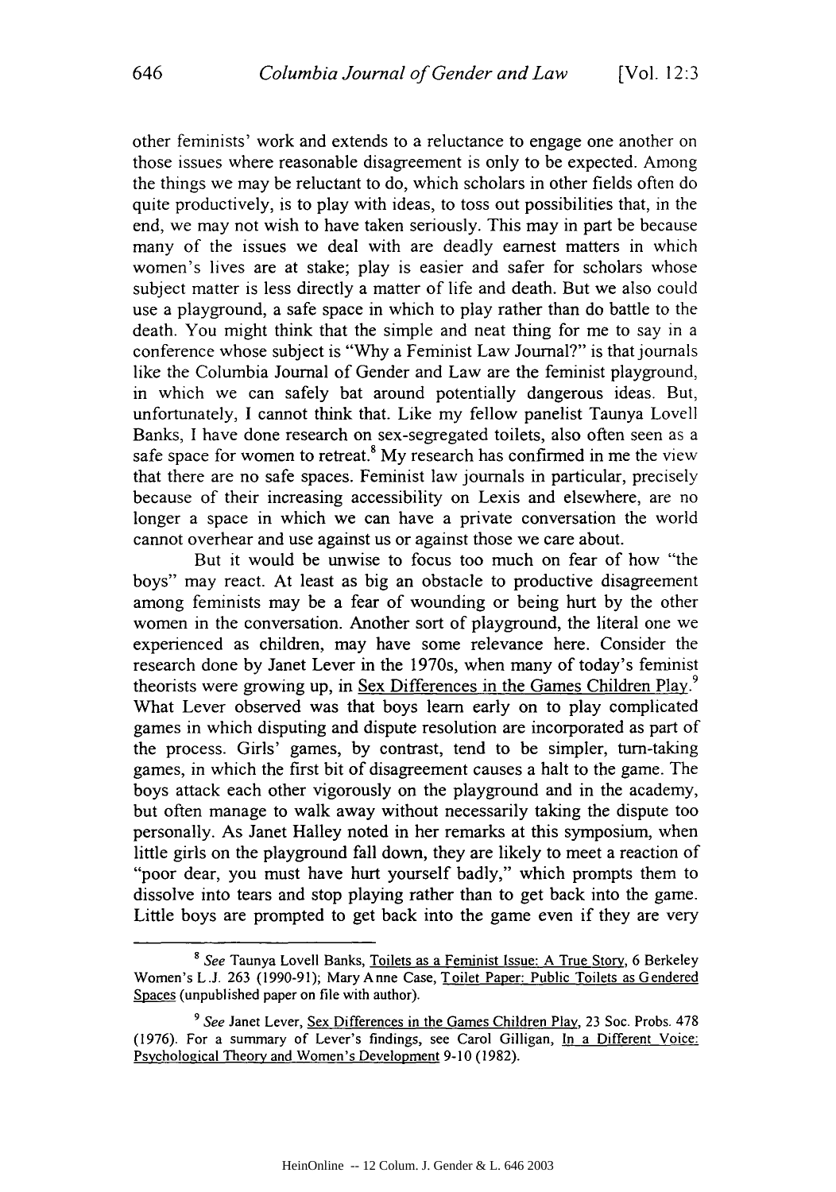other feminists' work and extends to a reluctance to engage one another on those issues where reasonable disagreement is only to be expected. Among the things we may be reluctant to do, which scholars in other fields often do quite productively, is to play with ideas, to toss out possibilities that, in the end, we may not wish to have taken seriously. This may in part be because many of the issues we deal with are deadly earnest matters in which women's lives are at stake; play is easier and safer for scholars whose subject matter is less directly a matter of life and death. But we also could use a playground, a safe space in which to play rather than do battle to the death. You might think that the simple and neat thing for me to say in a conference whose subject is "Why a Feminist Law Journal?" is that journals like the Columbia Journal of Gender and Law are the feminist playground, in which we can safely bat around potentially dangerous ideas. But, unfortunately, I cannot think that. Like my fellow panelist Taunya Lovell Banks, I have done research on sex-segregated toilets, also often seen as a safe space for women to retreat.[8] My research has confirmed in me the view that there are no safe spaces. Feminist law journals in particular, precisely because of their increasing accessibility on Lexis and elsewhere, are no longer a space in which we can have a private conversation the world cannot overhear and use against us or against those we care about.

But it would be unwise to focus too much on fear of how "the boys" may react. At least as big an obstacle to productive disagreement among feminists may be a fear of wounding or being hurt by the other women in the conversation. Another sort of playground, the literal one we experienced as children, may have some relevance here. Consider the research done by Janet Lever in the 1970s, when many of today's feminist theorists were growing up, in Sex Differences in the Games Children Play.[9] What Lever observed was that boys learn early on to play complicated games in which disputing and dispute resolution are incorporated as part of the process. Girls' games, by contrast, tend to be simpler, turn-taking games, in which the first bit of disagreement causes a halt to the game. The boys attack each other vigorously on the playground and in the academy, but often manage to walk away without necessarily taking the dispute too personally. As Janet Halley noted in her remarks at this symposium, when little girls on the playground fall down, they are likely to meet a reaction of "poor dear, you must have hurt yourself badly," which prompts them to dissolve into tears and stop playing rather than to get back into the game. Little boys are prompted to get back into the game even if they are very

---

[8] *See* Taunya Lovell Banks, Toilets as a Feminist Issue: A True Story, 6 Berkeley Women's L.J. 263 (1990-91); Mary Anne Case, Toilet Paper: Public Toilets as Gendered Spaces (unpublished paper on file with author).

[9] *See* Janet Lever, Sex Differences in the Games Children Play, 23 Soc. Probs. 478 (1976). For a summary of Lever's findings, see Carol Gilligan, In a Different Voice: Psychological Theory and Women's Development 9-10 (1982).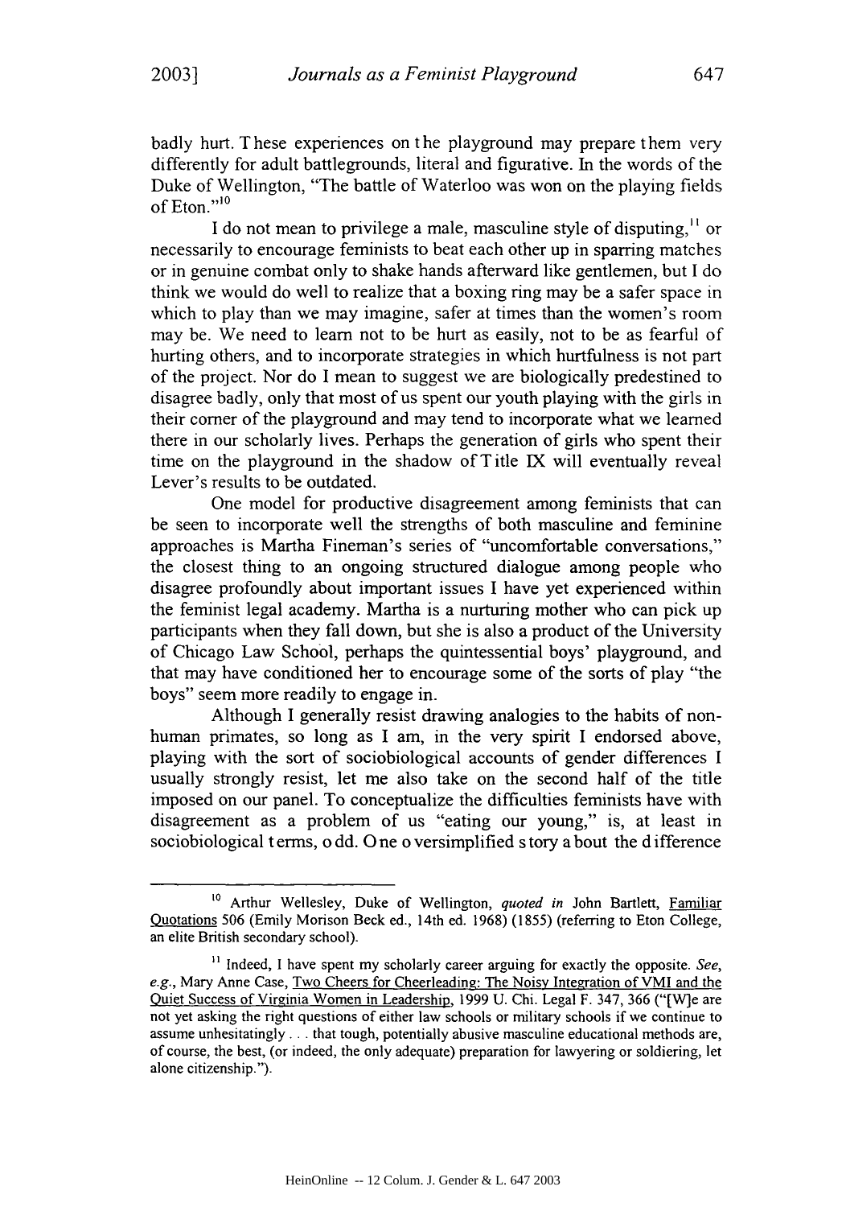badly hurt. These experiences on the playground may prepare them very differently for adult battlegrounds, literal and figurative. In the words of the Duke of Wellington, "The battle of Waterloo was won on the playing fields of Eton."[10]

I do not mean to privilege a male, masculine style of disputing,[11] or necessarily to encourage feminists to beat each other up in sparring matches or in genuine combat only to shake hands afterward like gentlemen, but I do think we would do well to realize that a boxing ring may be a safer space in which to play than we may imagine, safer at times than the women's room may be. We need to learn not to be hurt as easily, not to be as fearful of hurting others, and to incorporate strategies in which hurtfulness is not part of the project. Nor do I mean to suggest we are biologically predestined to disagree badly, only that most of us spent our youth playing with the girls in their corner of the playground and may tend to incorporate what we learned there in our scholarly lives. Perhaps the generation of girls who spent their time on the playground in the shadow of Title IX will eventually reveal Lever's results to be outdated.

One model for productive disagreement among feminists that can be seen to incorporate well the strengths of both masculine and feminine approaches is Martha Fineman's series of "uncomfortable conversations," the closest thing to an ongoing structured dialogue among people who disagree profoundly about important issues I have yet experienced within the feminist legal academy. Martha is a nurturing mother who can pick up participants when they fall down, but she is also a product of the University of Chicago Law School, perhaps the quintessential boys' playground, and that may have conditioned her to encourage some of the sorts of play "the boys" seem more readily to engage in.

Although I generally resist drawing analogies to the habits of non-human primates, so long as I am, in the very spirit I endorsed above, playing with the sort of sociobiological accounts of gender differences I usually strongly resist, let me also take on the second half of the title imposed on our panel. To conceptualize the difficulties feminists have with disagreement as a problem of us "eating our young," is, at least in sociobiological terms, odd. One oversimplified story about the difference

---

[10] Arthur Wellesley, Duke of Wellington, *quoted in* John Bartlett, Familiar Quotations 506 (Emily Morison Beck ed., 14th ed. 1968) (1855) (referring to Eton College, an elite British secondary school).

[11] Indeed, I have spent my scholarly career arguing for exactly the opposite. *See, e.g.*, Mary Anne Case, Two Cheers for Cheerleading: The Noisy Integration of VMI and the Quiet Success of Virginia Women in Leadership, 1999 U. Chi. Legal F. 347, 366 ("[W]e are not yet asking the right questions of either law schools or military schools if we continue to assume unhesitatingly . . . that tough, potentially abusive masculine educational methods are, of course, the best, (or indeed, the only adequate) preparation for lawyering or soldiering, let alone citizenship.").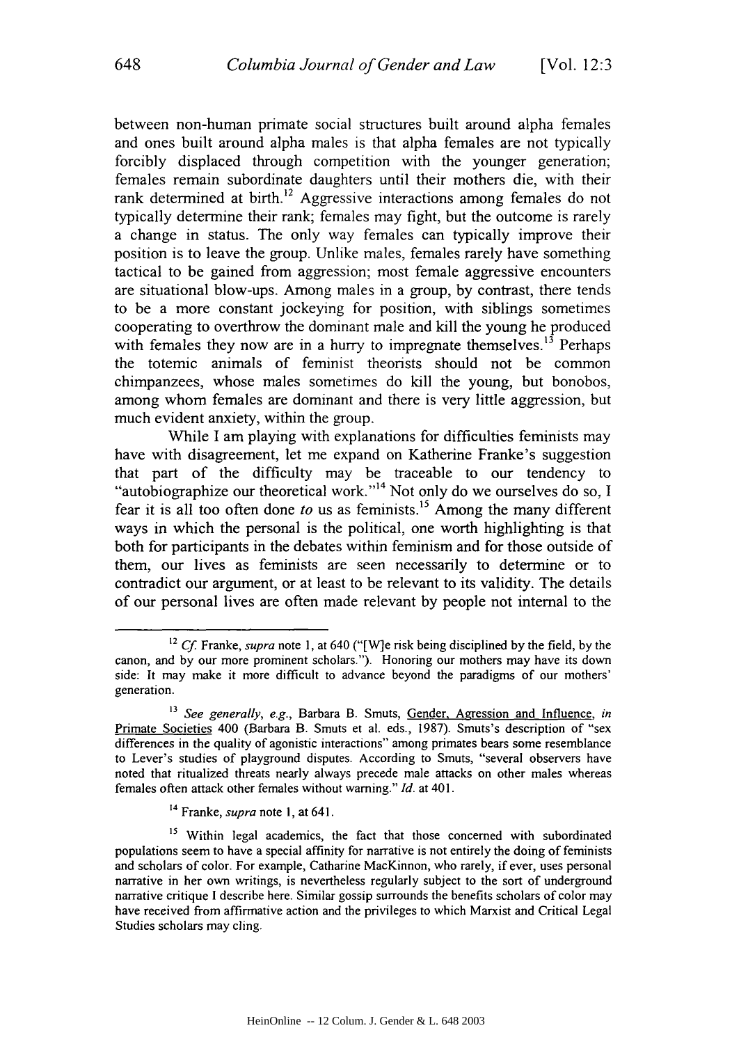between non-human primate social structures built around alpha females and ones built around alpha males is that alpha females are not typically forcibly displaced through competition with the younger generation; females remain subordinate daughters until their mothers die, with their rank determined at birth.[12] Aggressive interactions among females do not typically determine their rank; females may fight, but the outcome is rarely a change in status. The only way females can typically improve their position is to leave the group. Unlike males, females rarely have something tactical to be gained from aggression; most female aggressive encounters are situational blow-ups. Among males in a group, by contrast, there tends to be a more constant jockeying for position, with siblings sometimes cooperating to overthrow the dominant male and kill the young he produced with females they now are in a hurry to impregnate themselves.[13] Perhaps the totemic animals of feminist theorists should not be common chimpanzees, whose males sometimes do kill the young, but bonobos, among whom females are dominant and there is very little aggression, but much evident anxiety, within the group.

While I am playing with explanations for difficulties feminists may have with disagreement, let me expand on Katherine Franke's suggestion that part of the difficulty may be traceable to our tendency to "autobiographize our theoretical work."[14] Not only do we ourselves do so, I fear it is all too often done *to* us as feminists.[15] Among the many different ways in which the personal is the political, one worth highlighting is that both for participants in the debates within feminism and for those outside of them, our lives as feminists are seen necessarily to determine or to contradict our argument, or at least to be relevant to its validity. The details of our personal lives are often made relevant by people not internal to the

---

[12] *Cf.* Franke, *supra* note 1, at 640 ("[W]e risk being disciplined by the field, by the canon, and by our more prominent scholars."). Honoring our mothers may have its down side: It may make it more difficult to advance beyond the paradigms of our mothers' generation.

[13] *See generally, e.g.*, Barbara B. Smuts, Gender, Agression and Influence, *in* Primate Societies 400 (Barbara B. Smuts et al. eds., 1987). Smuts's description of "sex differences in the quality of agonistic interactions" among primates bears some resemblance to Lever's studies of playground disputes. According to Smuts, "several observers have noted that ritualized threats nearly always precede male attacks on other males whereas females often attack other females without warning." *Id.* at 401.

[14] Franke, *supra* note 1, at 641.

[15] Within legal academics, the fact that those concerned with subordinated populations seem to have a special affinity for narrative is not entirely the doing of feminists and scholars of color. For example, Catharine MacKinnon, who rarely, if ever, uses personal narrative in her own writings, is nevertheless regularly subject to the sort of underground narrative critique I describe here. Similar gossip surrounds the benefits scholars of color may have received from affirmative action and the privileges to which Marxist and Critical Legal Studies scholars may cling.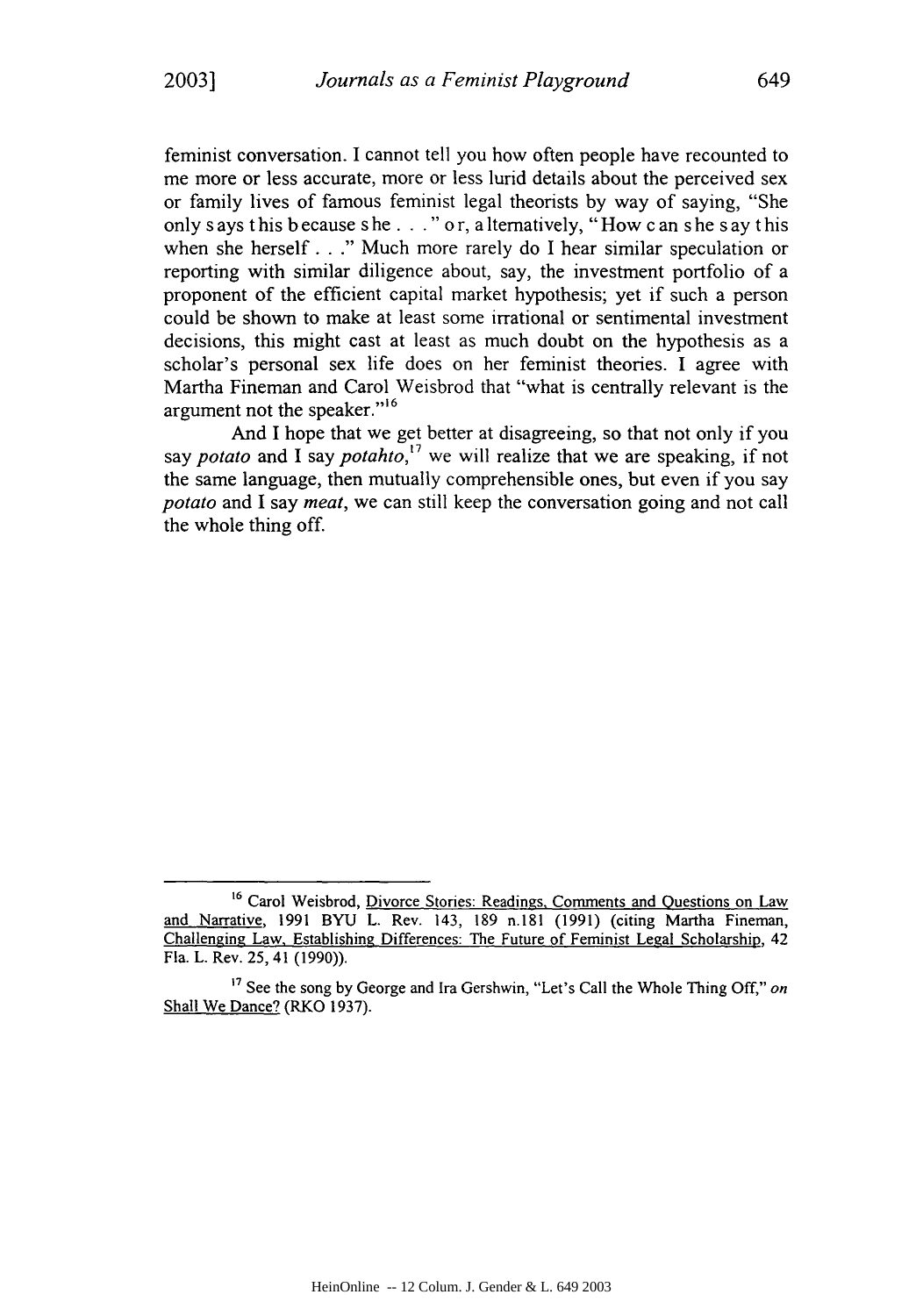feminist conversation. I cannot tell you how often people have recounted to me more or less accurate, more or less lurid details about the perceived sex or family lives of famous feminist legal theorists by way of saying, "She only says this because she . . ." or, alternatively, "How can she say this when she herself . . ." Much more rarely do I hear similar speculation or reporting with similar diligence about, say, the investment portfolio of a proponent of the efficient capital market hypothesis; yet if such a person could be shown to make at least some irrational or sentimental investment decisions, this might cast at least as much doubt on the hypothesis as a scholar's personal sex life does on her feminist theories. I agree with Martha Fineman and Carol Weisbrod that "what is centrally relevant is the argument not the speaker."[16]

And I hope that we get better at disagreeing, so that not only if you say *potato* and I say *potahto*,[17] we will realize that we are speaking, if not the same language, then mutually comprehensible ones, but even if you say *potato* and I say *meat*, we can still keep the conversation going and not call the whole thing off.

---

[16] Carol Weisbrod, Divorce Stories: Readings, Comments and Questions on Law and Narrative, 1991 BYU L. Rev. 143, 189 n.181 (1991) (citing Martha Fineman, Challenging Law, Establishing Differences: The Future of Feminist Legal Scholarship, 42 Fla. L. Rev. 25, 41 (1990)).

[17] See the song by George and Ira Gershwin, "Let's Call the Whole Thing Off," *on* Shall We Dance? (RKO 1937).